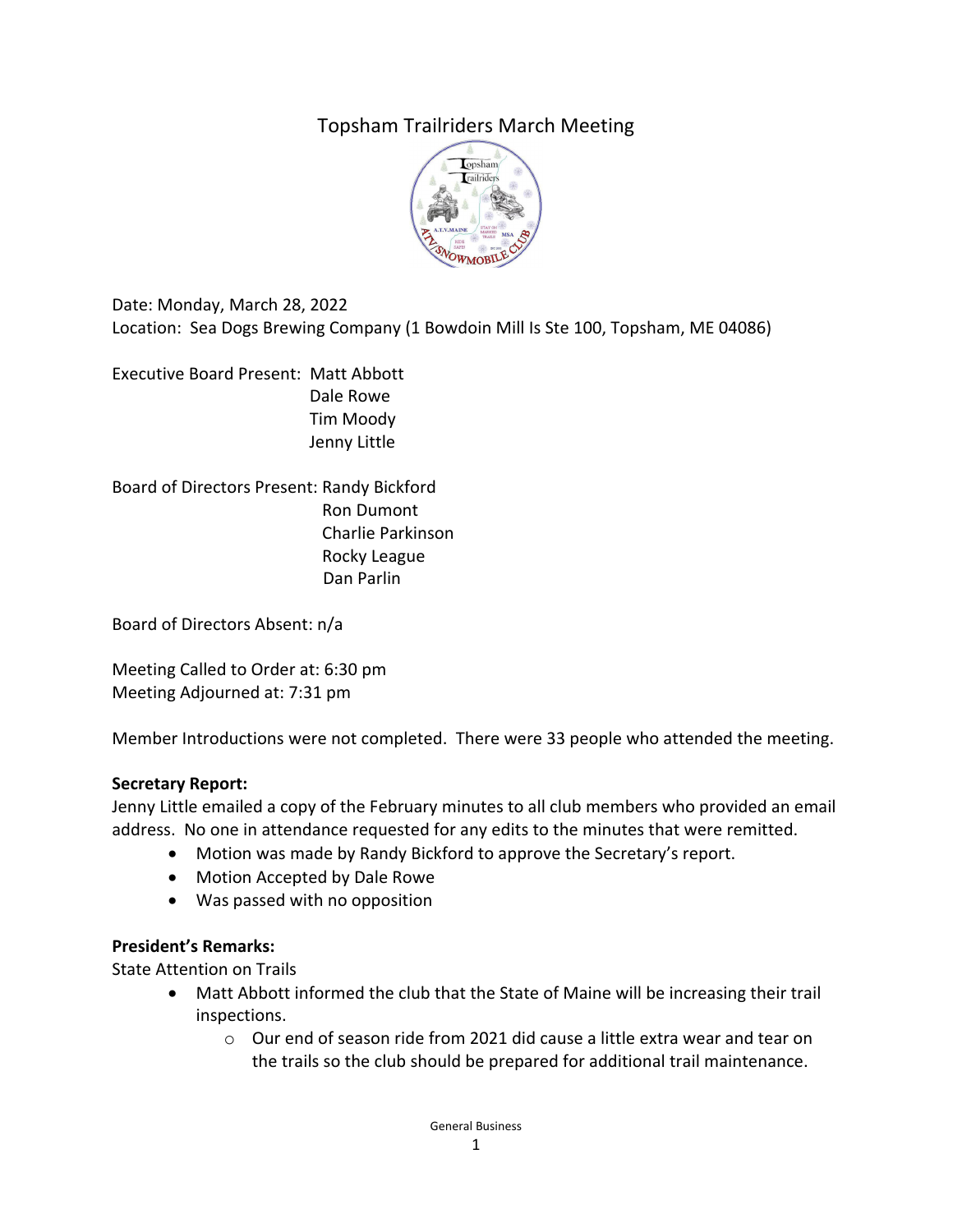# Topsham Trailriders March Meeting

Date: Monday, March 28, 2022
Location: Sea Dogs Brewing Company (1 Bowdoin Mill Is Ste 100, Topsham, ME 04086)

Executive Board Present: Matt Abbott
Dale Rowe
Tim Moody
Jenny Little

Board of Directors Present: Randy Bickford
Ron Dumont
Charlie Parkinson
Rocky League
Dan Parlin

Board of Directors Absent: n/a

Meeting Called to Order at: 6:30 pm
Meeting Adjourned at: 7:31 pm

Member Introductions were not completed. There were 33 people who attended the meeting.

**Secretary Report:**
Jenny Little emailed a copy of the February minutes to all club members who provided an email address. No one in attendance requested for any edits to the minutes that were remitted.

- Motion was made by Randy Bickford to approve the Secretary's report.
- Motion Accepted by Dale Rowe
- Was passed with no opposition

**President's Remarks:**
State Attention on Trails

- Matt Abbott informed the club that the State of Maine will be increasing their trail inspections.
  - Our end of season ride from 2021 did cause a little extra wear and tear on the trails so the club should be prepared for additional trail maintenance.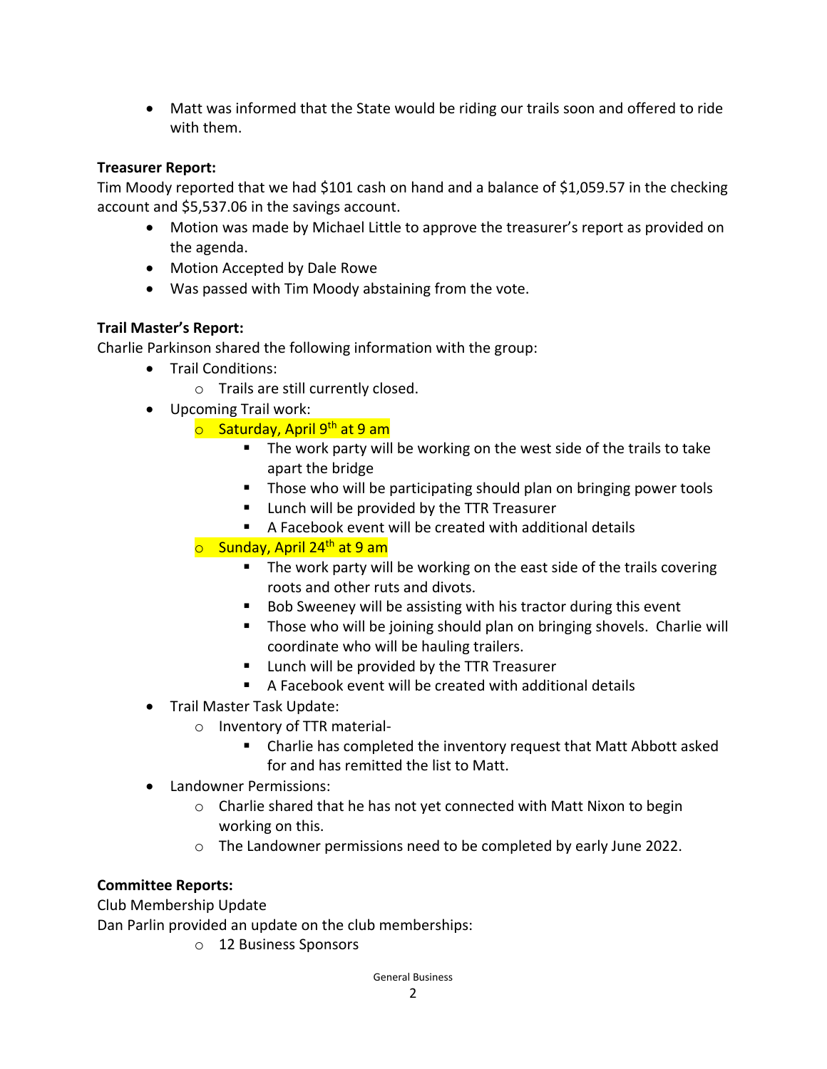- Matt was informed that the State would be riding our trails soon and offered to ride with them.

**Treasurer Report:**

Tim Moody reported that we had $101 cash on hand and a balance of $1,059.57 in the checking account and $5,537.06 in the savings account.

- Motion was made by Michael Little to approve the treasurer's report as provided on the agenda.
- Motion Accepted by Dale Rowe
- Was passed with Tim Moody abstaining from the vote.

**Trail Master's Report:**

Charlie Parkinson shared the following information with the group:

- Trail Conditions:
    - Trails are still currently closed.
- Upcoming Trail work:
    - Saturday, April 9th at 9 am
        - The work party will be working on the west side of the trails to take apart the bridge
        - Those who will be participating should plan on bringing power tools
        - Lunch will be provided by the TTR Treasurer
        - A Facebook event will be created with additional details
    - Sunday, April 24th at 9 am
        - The work party will be working on the east side of the trails covering roots and other ruts and divots.
        - Bob Sweeney will be assisting with his tractor during this event
        - Those who will be joining should plan on bringing shovels. Charlie will coordinate who will be hauling trailers.
        - Lunch will be provided by the TTR Treasurer
        - A Facebook event will be created with additional details
- Trail Master Task Update:
    - Inventory of TTR material-
        - Charlie has completed the inventory request that Matt Abbott asked for and has remitted the list to Matt.
- Landowner Permissions:
    - Charlie shared that he has not yet connected with Matt Nixon to begin working on this.
    - The Landowner permissions need to be completed by early June 2022.

**Committee Reports:**

Club Membership Update

Dan Parlin provided an update on the club memberships:

- 12 Business Sponsors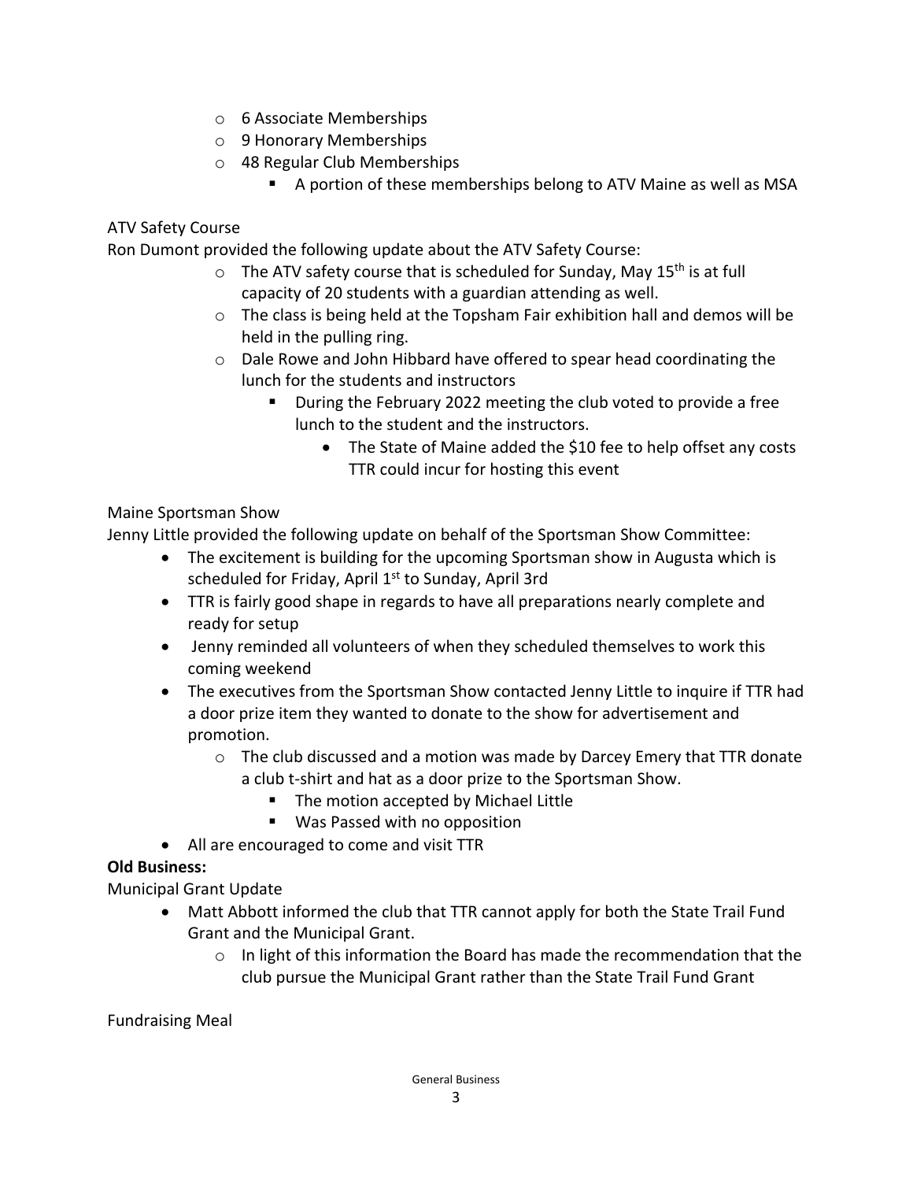- 6 Associate Memberships
- 9 Honorary Memberships
- 48 Regular Club Memberships
  - A portion of these memberships belong to ATV Maine as well as MSA

ATV Safety Course

Ron Dumont provided the following update about the ATV Safety Course:

- The ATV safety course that is scheduled for Sunday, May 15th is at full capacity of 20 students with a guardian attending as well.
- The class is being held at the Topsham Fair exhibition hall and demos will be held in the pulling ring.
- Dale Rowe and John Hibbard have offered to spear head coordinating the lunch for the students and instructors
  - During the February 2022 meeting the club voted to provide a free lunch to the student and the instructors.
    - The State of Maine added the $10 fee to help offset any costs TTR could incur for hosting this event

Maine Sportsman Show

Jenny Little provided the following update on behalf of the Sportsman Show Committee:

- The excitement is building for the upcoming Sportsman show in Augusta which is scheduled for Friday, April 1st to Sunday, April 3rd
- TTR is fairly good shape in regards to have all preparations nearly complete and ready for setup
- Jenny reminded all volunteers of when they scheduled themselves to work this coming weekend
- The executives from the Sportsman Show contacted Jenny Little to inquire if TTR had a door prize item they wanted to donate to the show for advertisement and promotion.
  - The club discussed and a motion was made by Darcey Emery that TTR donate a club t-shirt and hat as a door prize to the Sportsman Show.
    - The motion accepted by Michael Little
    - Was Passed with no opposition
- All are encouraged to come and visit TTR

**Old Business:**

Municipal Grant Update

- Matt Abbott informed the club that TTR cannot apply for both the State Trail Fund Grant and the Municipal Grant.
  - In light of this information the Board has made the recommendation that the club pursue the Municipal Grant rather than the State Trail Fund Grant

Fundraising Meal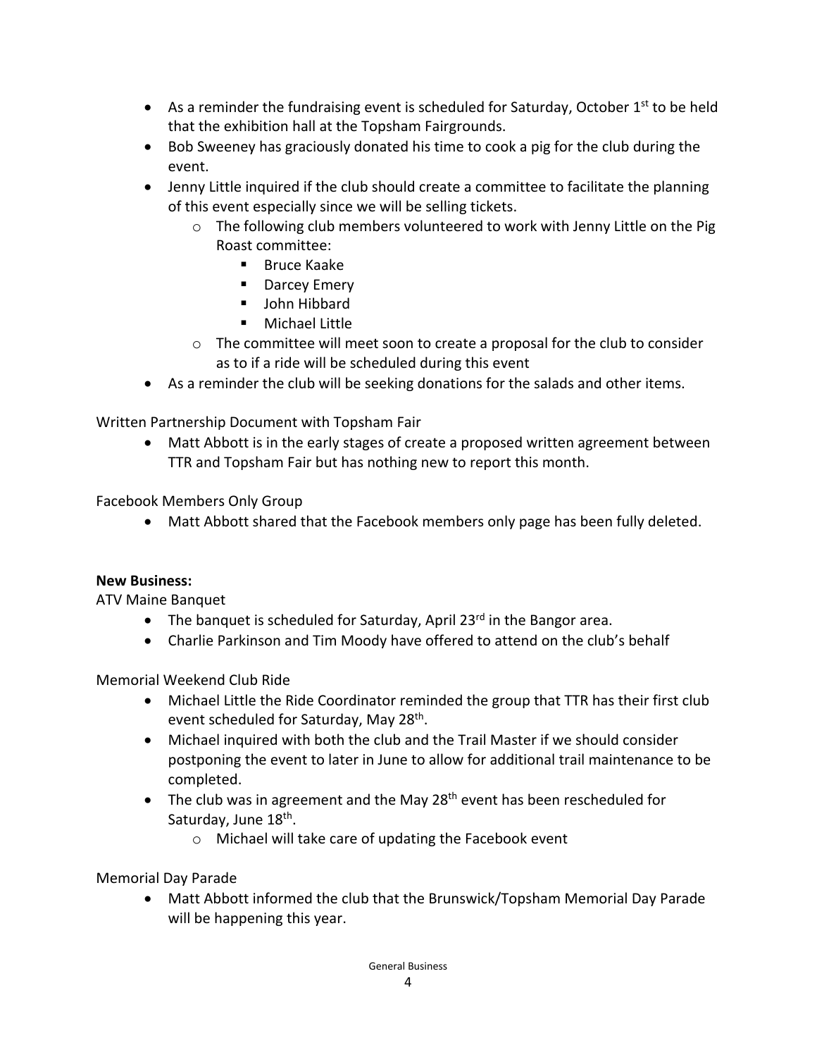- As a reminder the fundraising event is scheduled for Saturday, October 1st to be held that the exhibition hall at the Topsham Fairgrounds.
- Bob Sweeney has graciously donated his time to cook a pig for the club during the event.
- Jenny Little inquired if the club should create a committee to facilitate the planning of this event especially since we will be selling tickets.
  - The following club members volunteered to work with Jenny Little on the Pig Roast committee:
    - Bruce Kaake
    - Darcey Emery
    - John Hibbard
    - Michael Little
  - The committee will meet soon to create a proposal for the club to consider as to if a ride will be scheduled during this event
- As a reminder the club will be seeking donations for the salads and other items.

Written Partnership Document with Topsham Fair

- Matt Abbott is in the early stages of create a proposed written agreement between TTR and Topsham Fair but has nothing new to report this month.

Facebook Members Only Group

- Matt Abbott shared that the Facebook members only page has been fully deleted.

**New Business:**

ATV Maine Banquet

- The banquet is scheduled for Saturday, April 23rd in the Bangor area.
- Charlie Parkinson and Tim Moody have offered to attend on the club's behalf

Memorial Weekend Club Ride

- Michael Little the Ride Coordinator reminded the group that TTR has their first club event scheduled for Saturday, May 28th.
- Michael inquired with both the club and the Trail Master if we should consider postponing the event to later in June to allow for additional trail maintenance to be completed.
- The club was in agreement and the May 28th event has been rescheduled for Saturday, June 18th.
  - Michael will take care of updating the Facebook event

Memorial Day Parade

- Matt Abbott informed the club that the Brunswick/Topsham Memorial Day Parade will be happening this year.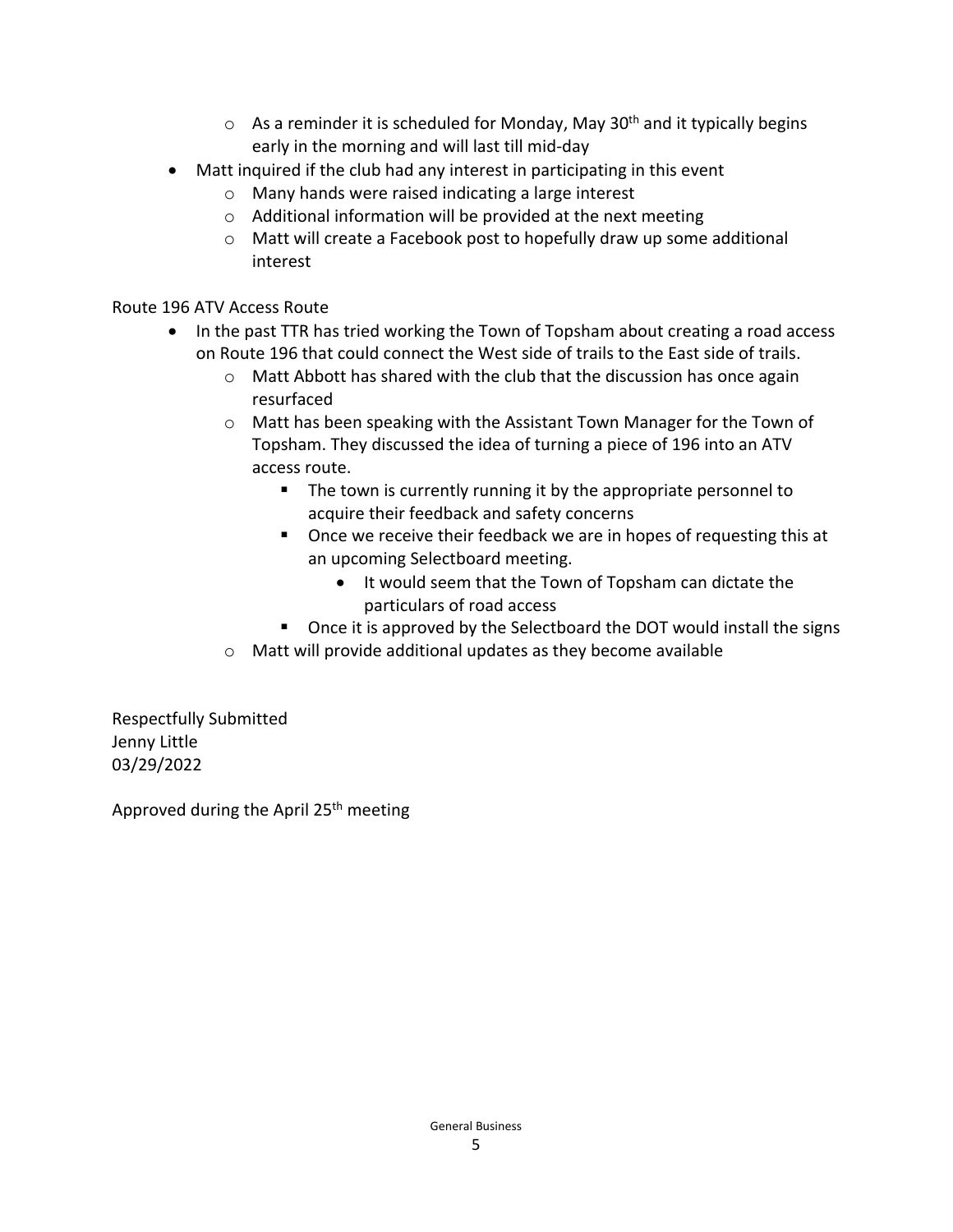- As a reminder it is scheduled for Monday, May 30th and it typically begins early in the morning and will last till mid-day
- Matt inquired if the club had any interest in participating in this event
  - Many hands were raised indicating a large interest
  - Additional information will be provided at the next meeting
  - Matt will create a Facebook post to hopefully draw up some additional interest

Route 196 ATV Access Route

- In the past TTR has tried working the Town of Topsham about creating a road access on Route 196 that could connect the West side of trails to the East side of trails.
  - Matt Abbott has shared with the club that the discussion has once again resurfaced
  - Matt has been speaking with the Assistant Town Manager for the Town of Topsham. They discussed the idea of turning a piece of 196 into an ATV access route.
    - The town is currently running it by the appropriate personnel to acquire their feedback and safety concerns
    - Once we receive their feedback we are in hopes of requesting this at an upcoming Selectboard meeting.
      - It would seem that the Town of Topsham can dictate the particulars of road access
    - Once it is approved by the Selectboard the DOT would install the signs
  - Matt will provide additional updates as they become available

Respectfully Submitted
Jenny Little
03/29/2022

Approved during the April 25th meeting